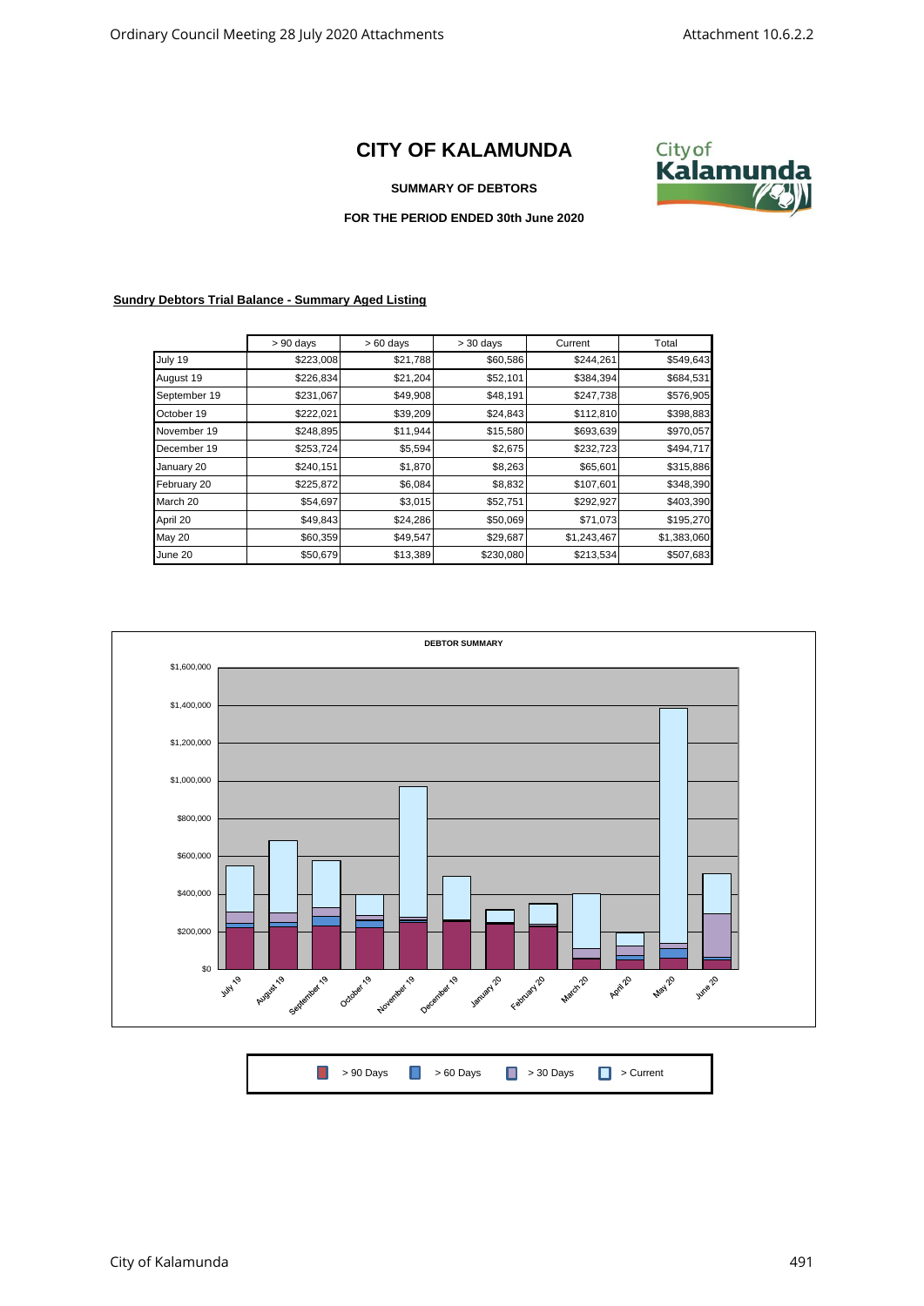# CITY OF KALAMUNDA

**SUMMARY OF DEBTORS**

**FOR THE PERIOD ENDED 30th June 2020**

**Sundry Debtors Trial Balance - Summary Aged Listing**

| | > 90 days | > 60 days | > 30 days | Current | Total |
|---|---|---|---|---|---|
| July 19 | $223,008 | $21,788 | $60,586 | $244,261 | $549,643 |
| August 19 | $226,834 | $21,204 | $52,101 | $384,394 | $684,531 |
| September 19 | $231,067 | $49,908 | $48,191 | $247,738 | $576,905 |
| October 19 | $222,021 | $39,209 | $24,843 | $112,810 | $398,883 |
| November 19 | $248,895 | $11,944 | $15,580 | $693,639 | $970,057 |
| December 19 | $253,724 | $5,594 | $2,675 | $232,723 | $494,717 |
| January 20 | $240,151 | $1,870 | $8,263 | $65,601 | $315,886 |
| February 20 | $225,872 | $6,084 | $8,832 | $107,601 | $348,390 |
| March 20 | $54,697 | $3,015 | $52,751 | $292,927 | $403,390 |
| April 20 | $49,843 | $24,286 | $50,069 | $71,073 | $195,270 |
| May 20 | $60,359 | $49,547 | $29,687 | $1,243,467 | $1,383,060 |
| June 20 | $50,679 | $13,389 | $230,080 | $213,534 | $507,683 |

**DEBTOR SUMMARY**

> 90 Days | > 60 Days | > 30 Days | > Current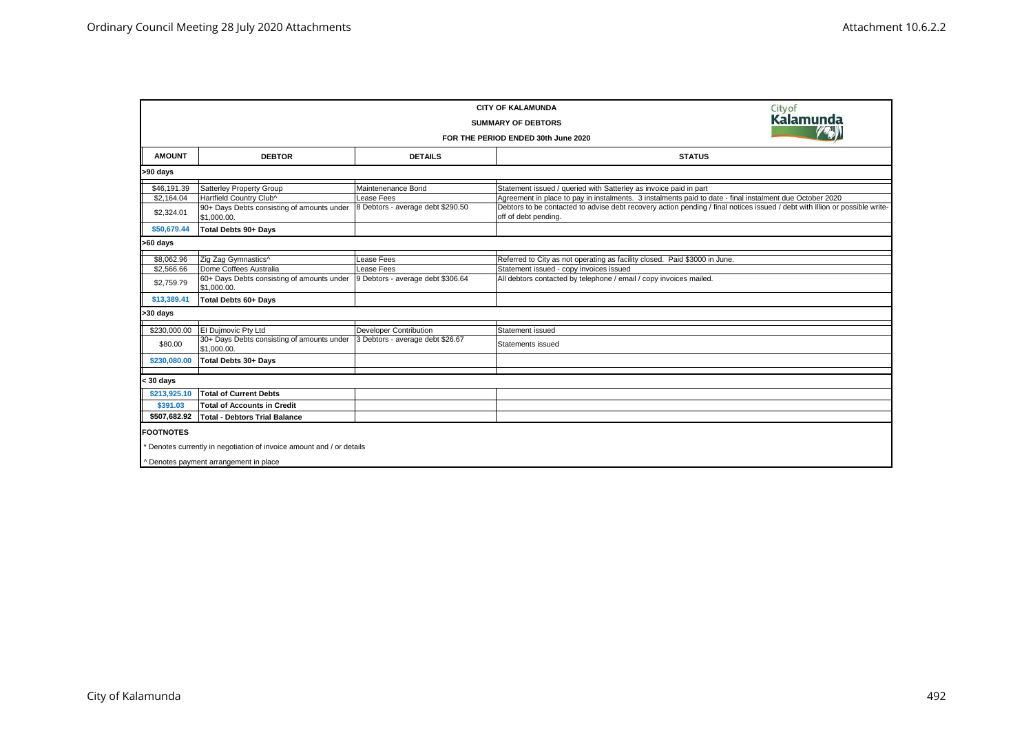**CITY OF KALAMUNDA**

**SUMMARY OF DEBTORS**

**FOR THE PERIOD ENDED 30th June 2020**

| AMOUNT | DEBTOR | DETAILS | STATUS |
|---|---|---|---|
| **>90 days** | | | |
| $46,191.39 | Satterley Property Group | Maintenenance Bond | Statement issued / queried with Satterley as invoice paid in part |
| $2,164.04 | Hartfield Country Club^ | Lease Fees | Agreement in place to pay in instalments. 3 instalments paid to date - final instalment due October 2020 |
| $2,324.01 | 90+ Days Debts consisting of amounts under $1,000.00. | 8 Debtors - average debt $290.50 | Debtors to be contacted to advise debt recovery action pending / final notices issued / debt with Illion or possible write-off of debt pending. |
| **$50,679.44** | **Total Debts 90+ Days** | | |
| **>60 days** | | | |
| $8,062.96 | Zig Zag Gymnastics^ | Lease Fees | Referred to City as not operating as facility closed. Paid $3000 in June. |
| $2,566.66 | Dome Coffees Australia | Lease Fees | Statement issued - copy invoices issued |
| $2,759.79 | 60+ Days Debts consisting of amounts under $1,000.00. | 9 Debtors - average debt $306.64 | All debtors contacted by telephone / email / copy invoices mailed. |
| **$13,389.41** | **Total Debts 60+ Days** | | |
| **>30 days** | | | |
| $230,000.00 | El Dujmovic Pty Ltd | Developer Contribution | Statement issued |
| $80.00 | 30+ Days Debts consisting of amounts under $1,000.00. | 3 Debtors - average debt $26.67 | Statements issued |
| **$230,080.00** | **Total Debts 30+ Days** | | |
| **< 30 days** | | | |
| **$213,925.10** | **Total of Current Debts** | | |
| **$391.03** | **Total of Accounts in Credit** | | |
| **$507,682.92** | **Total - Debtors Trial Balance** | | |

**FOOTNOTES**

* Denotes currently in negotiation of invoice amount and / or details

^ Denotes payment arrangement in place